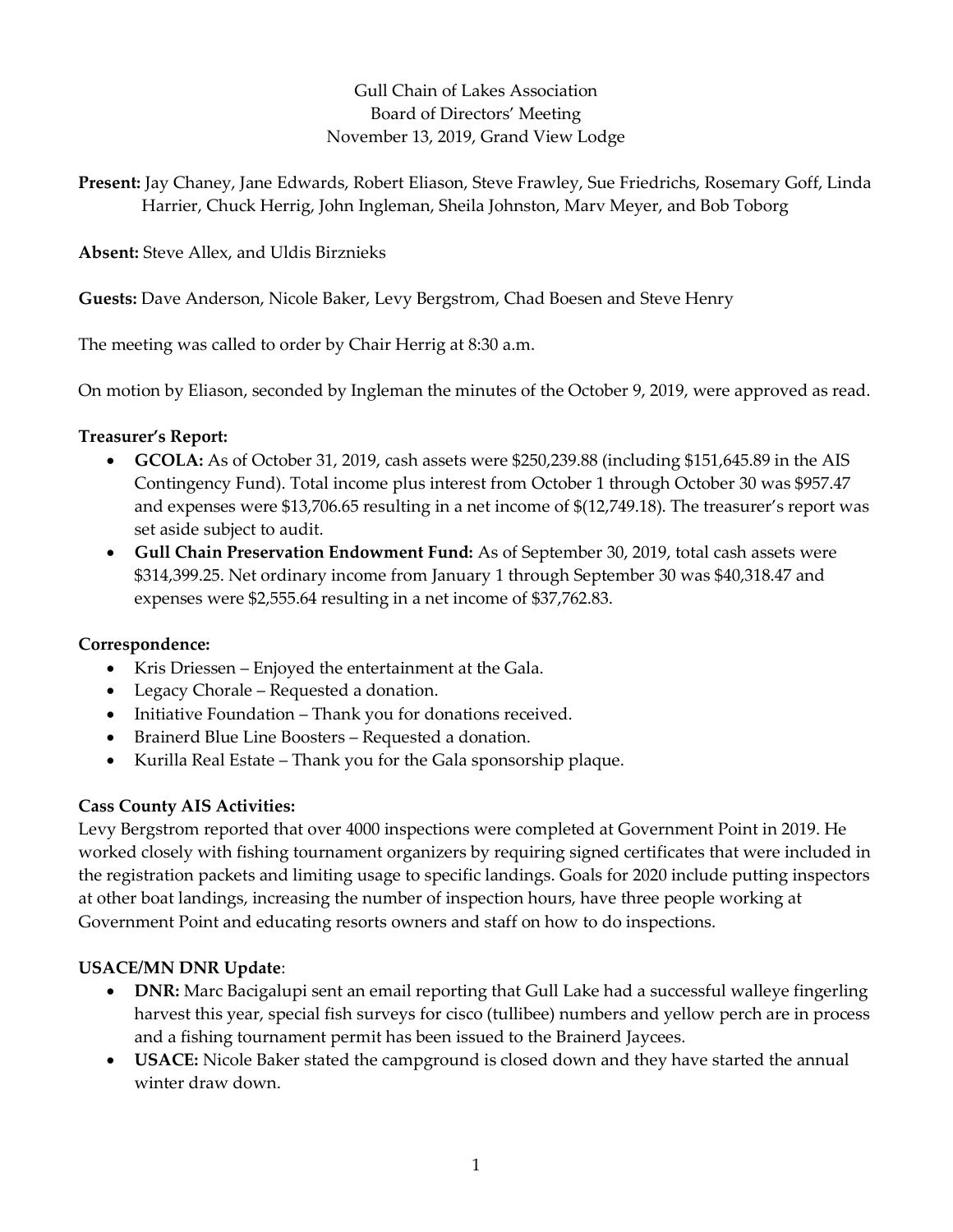Gull Chain of Lakes Association
Board of Directors' Meeting
November 13, 2019, Grand View Lodge

**Present:** Jay Chaney, Jane Edwards, Robert Eliason, Steve Frawley, Sue Friedrichs, Rosemary Goff, Linda Harrier, Chuck Herrig, John Ingleman, Sheila Johnston, Marv Meyer, and Bob Toborg

**Absent:** Steve Allex, and Uldis Birznieks

**Guests:** Dave Anderson, Nicole Baker, Levy Bergstrom, Chad Boesen and Steve Henry

The meeting was called to order by Chair Herrig at 8:30 a.m.

On motion by Eliason, seconded by Ingleman the minutes of the October 9, 2019, were approved as read.

**Treasurer's Report:**

- **GCOLA:** As of October 31, 2019, cash assets were $250,239.88 (including $151,645.89 in the AIS Contingency Fund). Total income plus interest from October 1 through October 30 was $957.47 and expenses were $13,706.65 resulting in a net income of $(12,749.18). The treasurer's report was set aside subject to audit.
- **Gull Chain Preservation Endowment Fund:** As of September 30, 2019, total cash assets were $314,399.25. Net ordinary income from January 1 through September 30 was $40,318.47 and expenses were $2,555.64 resulting in a net income of $37,762.83.

**Correspondence:**

- Kris Driessen – Enjoyed the entertainment at the Gala.
- Legacy Chorale – Requested a donation.
- Initiative Foundation – Thank you for donations received.
- Brainerd Blue Line Boosters – Requested a donation.
- Kurilla Real Estate – Thank you for the Gala sponsorship plaque.

**Cass County AIS Activities:**

Levy Bergstrom reported that over 4000 inspections were completed at Government Point in 2019. He worked closely with fishing tournament organizers by requiring signed certificates that were included in the registration packets and limiting usage to specific landings. Goals for 2020 include putting inspectors at other boat landings, increasing the number of inspection hours, have three people working at Government Point and educating resorts owners and staff on how to do inspections.

**USACE/MN DNR Update**:

- **DNR:** Marc Bacigalupi sent an email reporting that Gull Lake had a successful walleye fingerling harvest this year, special fish surveys for cisco (tullibee) numbers and yellow perch are in process and a fishing tournament permit has been issued to the Brainerd Jaycees.
- **USACE:** Nicole Baker stated the campground is closed down and they have started the annual winter draw down.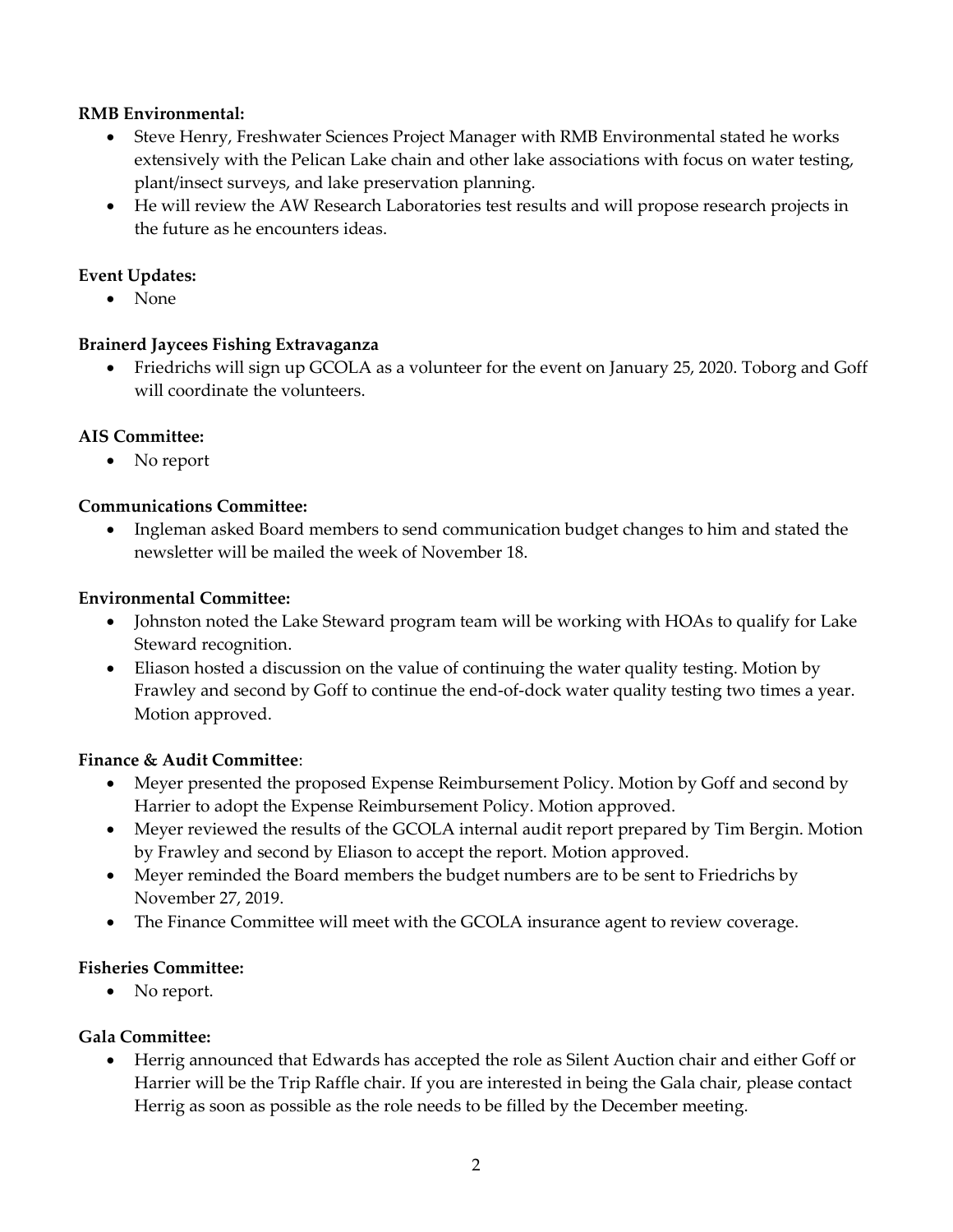**RMB Environmental:**

- Steve Henry, Freshwater Sciences Project Manager with RMB Environmental stated he works extensively with the Pelican Lake chain and other lake associations with focus on water testing, plant/insect surveys, and lake preservation planning.
- He will review the AW Research Laboratories test results and will propose research projects in the future as he encounters ideas.

**Event Updates:**

- None

**Brainerd Jaycees Fishing Extravaganza**

- Friedrichs will sign up GCOLA as a volunteer for the event on January 25, 2020. Toborg and Goff will coordinate the volunteers.

**AIS Committee:**

- No report

**Communications Committee:**

- Ingleman asked Board members to send communication budget changes to him and stated the newsletter will be mailed the week of November 18.

**Environmental Committee:**

- Johnston noted the Lake Steward program team will be working with HOAs to qualify for Lake Steward recognition.
- Eliason hosted a discussion on the value of continuing the water quality testing. Motion by Frawley and second by Goff to continue the end-of-dock water quality testing two times a year. Motion approved.

**Finance & Audit Committee**:

- Meyer presented the proposed Expense Reimbursement Policy. Motion by Goff and second by Harrier to adopt the Expense Reimbursement Policy. Motion approved.
- Meyer reviewed the results of the GCOLA internal audit report prepared by Tim Bergin. Motion by Frawley and second by Eliason to accept the report. Motion approved.
- Meyer reminded the Board members the budget numbers are to be sent to Friedrichs by November 27, 2019.
- The Finance Committee will meet with the GCOLA insurance agent to review coverage.

**Fisheries Committee:**

- No report.

**Gala Committee:**

- Herrig announced that Edwards has accepted the role as Silent Auction chair and either Goff or Harrier will be the Trip Raffle chair. If you are interested in being the Gala chair, please contact Herrig as soon as possible as the role needs to be filled by the December meeting.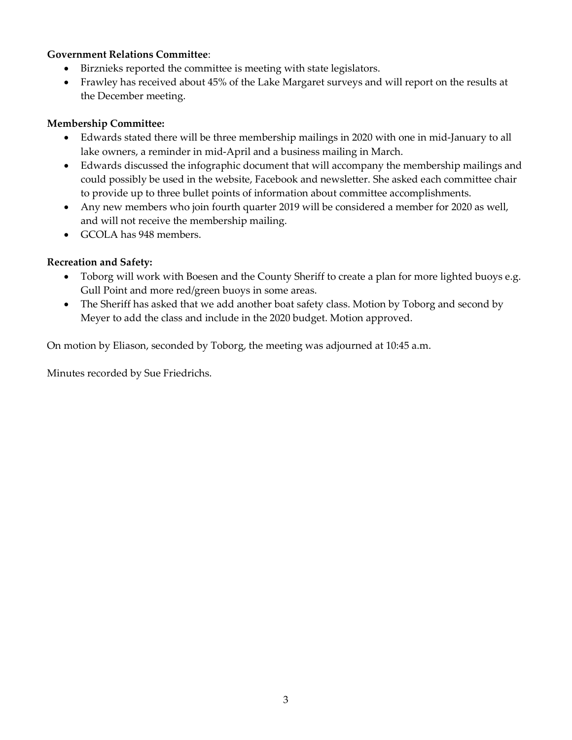**Government Relations Committee**:

- Birznieks reported the committee is meeting with state legislators.
- Frawley has received about 45% of the Lake Margaret surveys and will report on the results at the December meeting.

**Membership Committee:**

- Edwards stated there will be three membership mailings in 2020 with one in mid-January to all lake owners, a reminder in mid-April and a business mailing in March.
- Edwards discussed the infographic document that will accompany the membership mailings and could possibly be used in the website, Facebook and newsletter. She asked each committee chair to provide up to three bullet points of information about committee accomplishments.
- Any new members who join fourth quarter 2019 will be considered a member for 2020 as well, and will not receive the membership mailing.
- GCOLA has 948 members.

**Recreation and Safety:**

- Toborg will work with Boesen and the County Sheriff to create a plan for more lighted buoys e.g. Gull Point and more red/green buoys in some areas.
- The Sheriff has asked that we add another boat safety class. Motion by Toborg and second by Meyer to add the class and include in the 2020 budget. Motion approved.

On motion by Eliason, seconded by Toborg, the meeting was adjourned at 10:45 a.m.

Minutes recorded by Sue Friedrichs.